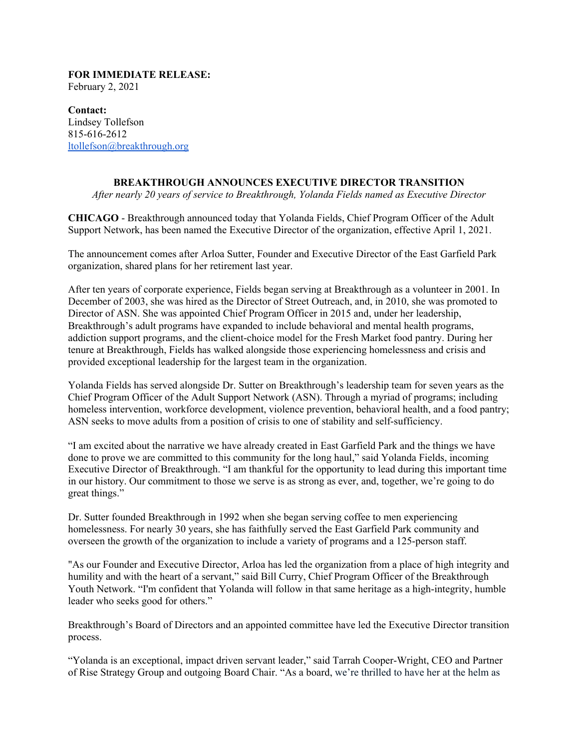**FOR IMMEDIATE RELEASE:**
February 2, 2021

**Contact:**
Lindsey Tollefson
815-616-2612
ltollefson@breakthrough.org

## BREAKTHROUGH ANNOUNCES EXECUTIVE DIRECTOR TRANSITION

*After nearly 20 years of service to Breakthrough, Yolanda Fields named as Executive Director*

**CHICAGO** - Breakthrough announced today that Yolanda Fields, Chief Program Officer of the Adult Support Network, has been named the Executive Director of the organization, effective April 1, 2021.

The announcement comes after Arloa Sutter, Founder and Executive Director of the East Garfield Park organization, shared plans for her retirement last year.

After ten years of corporate experience, Fields began serving at Breakthrough as a volunteer in 2001. In December of 2003, she was hired as the Director of Street Outreach, and, in 2010, she was promoted to Director of ASN. She was appointed Chief Program Officer in 2015 and, under her leadership, Breakthrough's adult programs have expanded to include behavioral and mental health programs, addiction support programs, and the client-choice model for the Fresh Market food pantry. During her tenure at Breakthrough, Fields has walked alongside those experiencing homelessness and crisis and provided exceptional leadership for the largest team in the organization.

Yolanda Fields has served alongside Dr. Sutter on Breakthrough's leadership team for seven years as the Chief Program Officer of the Adult Support Network (ASN). Through a myriad of programs; including homeless intervention, workforce development, violence prevention, behavioral health, and a food pantry; ASN seeks to move adults from a position of crisis to one of stability and self-sufficiency.

"I am excited about the narrative we have already created in East Garfield Park and the things we have done to prove we are committed to this community for the long haul," said Yolanda Fields, incoming Executive Director of Breakthrough. "I am thankful for the opportunity to lead during this important time in our history. Our commitment to those we serve is as strong as ever, and, together, we're going to do great things."

Dr. Sutter founded Breakthrough in 1992 when she began serving coffee to men experiencing homelessness. For nearly 30 years, she has faithfully served the East Garfield Park community and overseen the growth of the organization to include a variety of programs and a 125-person staff.

"As our Founder and Executive Director, Arloa has led the organization from a place of high integrity and humility and with the heart of a servant," said Bill Curry, Chief Program Officer of the Breakthrough Youth Network. "I'm confident that Yolanda will follow in that same heritage as a high-integrity, humble leader who seeks good for others."

Breakthrough's Board of Directors and an appointed committee have led the Executive Director transition process.

"Yolanda is an exceptional, impact driven servant leader," said Tarrah Cooper-Wright, CEO and Partner of Rise Strategy Group and outgoing Board Chair. "As a board, we're thrilled to have her at the helm as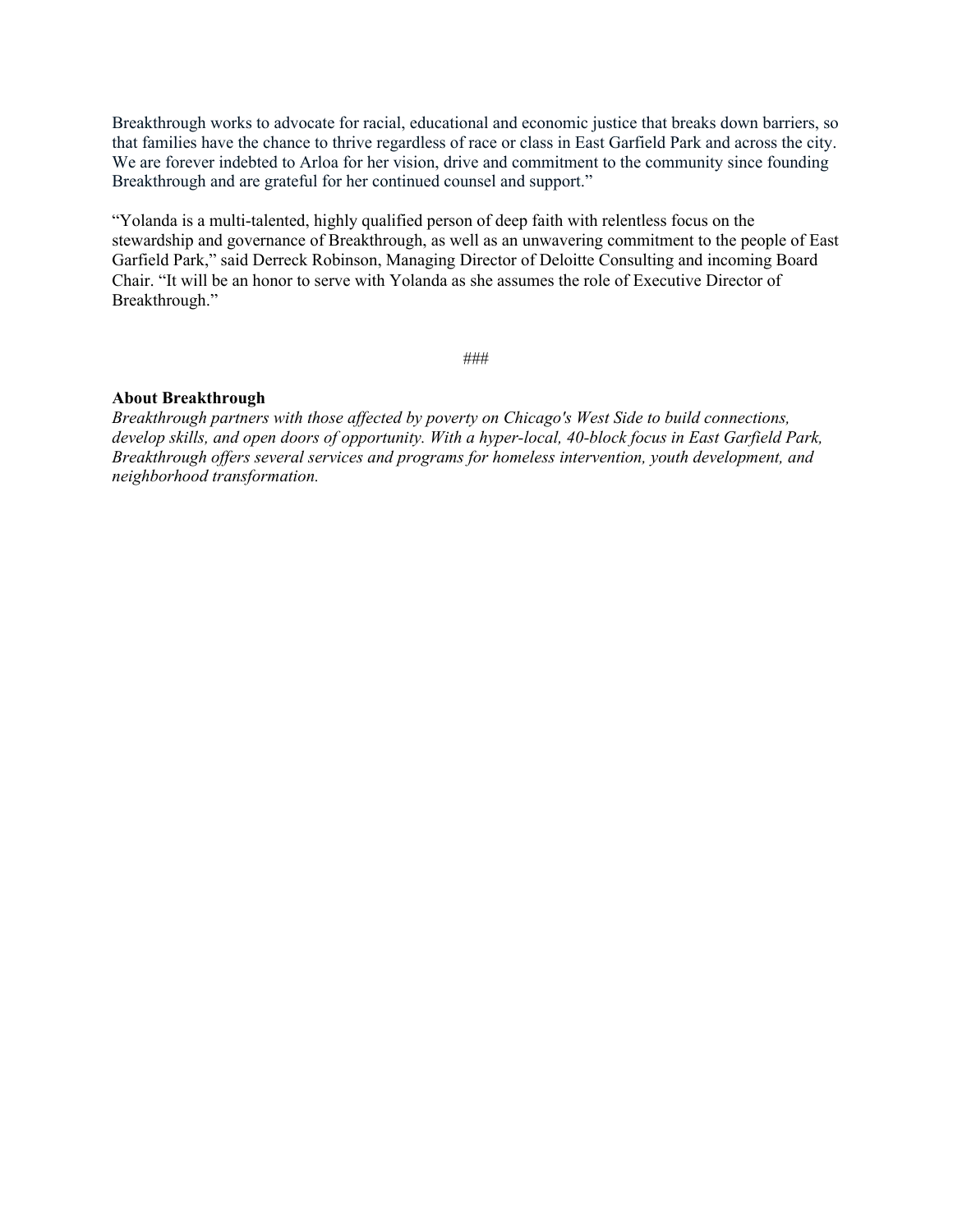Breakthrough works to advocate for racial, educational and economic justice that breaks down barriers, so that families have the chance to thrive regardless of race or class in East Garfield Park and across the city. We are forever indebted to Arloa for her vision, drive and commitment to the community since founding Breakthrough and are grateful for her continued counsel and support."

"Yolanda is a multi-talented, highly qualified person of deep faith with relentless focus on the stewardship and governance of Breakthrough, as well as an unwavering commitment to the people of East Garfield Park," said Derreck Robinson, Managing Director of Deloitte Consulting and incoming Board Chair. "It will be an honor to serve with Yolanda as she assumes the role of Executive Director of Breakthrough."

###

**About Breakthrough**
*Breakthrough partners with those affected by poverty on Chicago's West Side to build connections, develop skills, and open doors of opportunity. With a hyper-local, 40-block focus in East Garfield Park, Breakthrough offers several services and programs for homeless intervention, youth development, and neighborhood transformation.*